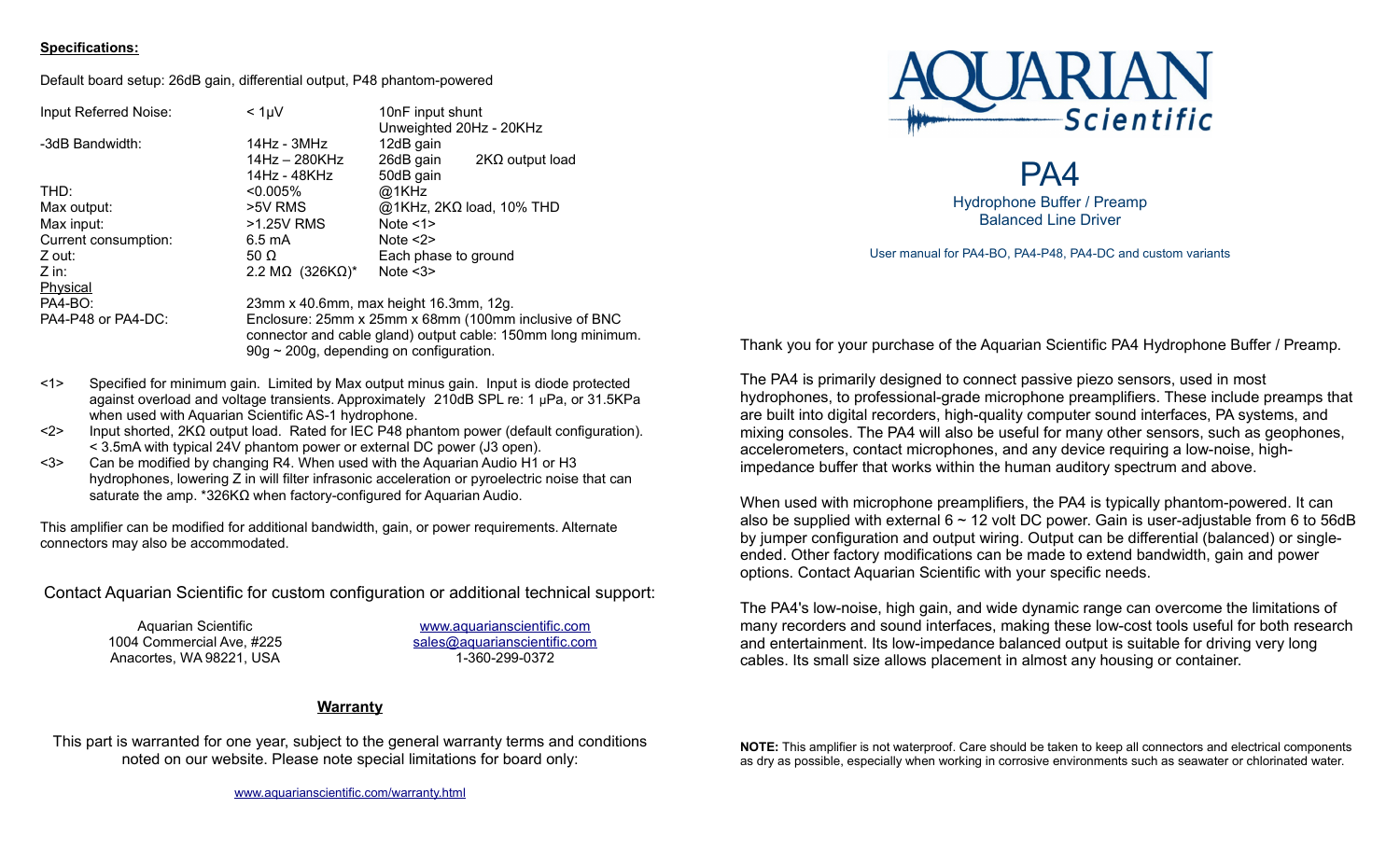**Specifications:**

Default board setup: 26dB gain, differential output, P48 phantom-powered

| | | | |
|---|---|---|---|
| Input Referred Noise: | < 1µV | 10nF input shunt<br>Unweighted 20Hz - 20KHz | |
| -3dB Bandwidth: | 14Hz - 3MHz | 12dB gain | |
| | 14Hz – 280KHz | 26dB gain | 2KΩ output load |
| | 14Hz - 48KHz | 50dB gain | |
| THD: | <0.005% | @1KHz | |
| Max output: | >5V RMS | @1KHz, 2KΩ load, 10% THD | |
| Max input: | >1.25V RMS | Note <1> | |
| Current consumption: | 6.5 mA | Note <2> | |
| Z out: | 50 Ω | Each phase to ground | |
| Z in: | 2.2 MΩ (326KΩ)* | Note <3> | |

Physical

| | |
|---|---|
| PA4-BO: | 23mm x 40.6mm, max height 16.3mm, 12g. |
| PA4-P48 or PA4-DC: | Enclosure: 25mm x 25mm x 68mm (100mm inclusive of BNC connector and cable gland) output cable: 150mm long minimum. 90g ~ 200g, depending on configuration. |

<1> Specified for minimum gain. Limited by Max output minus gain. Input is diode protected against overload and voltage transients. Approximately 210dB SPL re: 1 µPa, or 31.5KPa when used with Aquarian Scientific AS-1 hydrophone.

<2> Input shorted, 2KΩ output load. Rated for IEC P48 phantom power (default configuration). < 3.5mA with typical 24V phantom power or external DC power (J3 open).

<3> Can be modified by changing R4. When used with the Aquarian Audio H1 or H3 hydrophones, lowering Z in will filter infrasonic acceleration or pyroelectric noise that can saturate the amp. *326KΩ when factory-configured for Aquarian Audio.

This amplifier can be modified for additional bandwidth, gain, or power requirements. Alternate connectors may also be accommodated.

Contact Aquarian Scientific for custom configuration or additional technical support:

Aquarian Scientific
1004 Commercial Ave, #225
Anacortes, WA 98221, USA

www.aquarianscientific.com
sales@aquarianscientific.com
1-360-299-0372

## Warranty

This part is warranted for one year, subject to the general warranty terms and conditions noted on our website. Please note special limitations for board only:

www.aquarianscientific.com/warranty.html

# AQUARIAN Scientific

# PA4

Hydrophone Buffer / Preamp
Balanced Line Driver

User manual for PA4-BO, PA4-P48, PA4-DC and custom variants

Thank you for your purchase of the Aquarian Scientific PA4 Hydrophone Buffer / Preamp.

The PA4 is primarily designed to connect passive piezo sensors, used in most hydrophones, to professional-grade microphone preamplifiers. These include preamps that are built into digital recorders, high-quality computer sound interfaces, PA systems, and mixing consoles. The PA4 will also be useful for many other sensors, such as geophones, accelerometers, contact microphones, and any device requiring a low-noise, high-impedance buffer that works within the human auditory spectrum and above.

When used with microphone preamplifiers, the PA4 is typically phantom-powered. It can also be supplied with external 6 ~ 12 volt DC power. Gain is user-adjustable from 6 to 56dB by jumper configuration and output wiring. Output can be differential (balanced) or single-ended. Other factory modifications can be made to extend bandwidth, gain and power options. Contact Aquarian Scientific with your specific needs.

The PA4's low-noise, high gain, and wide dynamic range can overcome the limitations of many recorders and sound interfaces, making these low-cost tools useful for both research and entertainment. Its low-impedance balanced output is suitable for driving very long cables. Its small size allows placement in almost any housing or container.

**NOTE:** This amplifier is not waterproof. Care should be taken to keep all connectors and electrical components as dry as possible, especially when working in corrosive environments such as seawater or chlorinated water.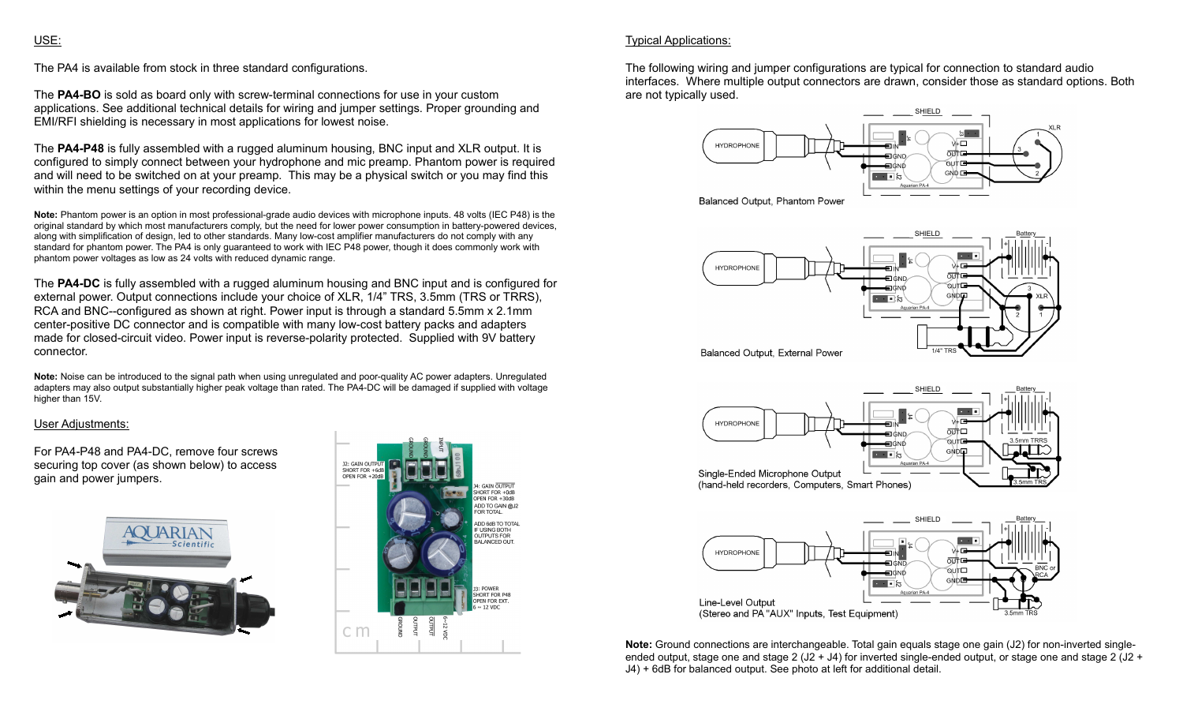## USE:

The PA4 is available from stock in three standard configurations.

The **PA4-BO** is sold as board only with screw-terminal connections for use in your custom applications. See additional technical details for wiring and jumper settings. Proper grounding and EMI/RFI shielding is necessary in most applications for lowest noise.

The **PA4-P48** is fully assembled with a rugged aluminum housing, BNC input and XLR output. It is configured to simply connect between your hydrophone and mic preamp. Phantom power is required and will need to be switched on at your preamp. This may be a physical switch or you may find this within the menu settings of your recording device.

**Note:** Phantom power is an option in most professional-grade audio devices with microphone inputs. 48 volts (IEC P48) is the original standard by which most manufacturers comply, but the need for lower power consumption in battery-powered devices, along with simplification of design, led to other standards. Many low-cost amplifier manufacturers do not comply with any standard for phantom power. The PA4 is only guaranteed to work with IEC P48 power, though it does commonly work with phantom power voltages as low as 24 volts with reduced dynamic range.

The **PA4-DC** is fully assembled with a rugged aluminum housing and BNC input and is configured for external power. Output connections include your choice of XLR, 1/4" TRS, 3.5mm (TRS or TRRS), RCA and BNC--configured as shown at right. Power input is through a standard 5.5mm x 2.1mm center-positive DC connector and is compatible with many low-cost battery packs and adapters made for closed-circuit video. Power input is reverse-polarity protected. Supplied with 9V battery connector.

**Note:** Noise can be introduced to the signal path when using unregulated and poor-quality AC power adapters. Unregulated adapters may also output substantially higher peak voltage than rated. The PA4-DC will be damaged if supplied with voltage higher than 15V.

## User Adjustments:

For PA4-P48 and PA4-DC, remove four screws securing top cover (as shown below) to access gain and power jumpers.

AQUARIAN Scientific

J2: GAIN OUTPUT
SHORT FOR +6dB
OPEN FOR +20dB

J4: GAIN OUTPUT
SHORT FOR +0dB
OPEN FOR +30dB
ADD TO GAIN @J2
FOR TOTAL.

ADD 6dB TO TOTAL
IF USING BOTH
OUTPUTS FOR
BALANCED OUT.

J3: POWER
SHORT FOR P48
OPEN FOR EXT.
6 ~ 12 VDC

GROUND
GROUND
INPUT
GROUND
OUTPUT
OUTPUT
6~12 VDC
cm

## Typical Applications:

The following wiring and jumper configurations are typical for connection to standard audio interfaces. Where multiple output connectors are drawn, consider those as standard options. Both are not typically used.

SHIELD
HYDROPHONE
IN
GND
GND
V+
OUT
OUT
GND
XLR
Aquarian PA-4
Balanced Output, Phantom Power

SHIELD
Battery
HYDROPHONE
XLR
1/4" TRS
Balanced Output, External Power

SHIELD
Battery
HYDROPHONE
3.5mm TRRS
3.5mm TRS
Single-Ended Microphone Output
(hand-held recorders, Computers, Smart Phones)

SHIELD
Battery
HYDROPHONE
BNC or RCA
3.5mm TRS
Line-Level Output
(Stereo and PA "AUX" Inputs, Test Equipment)

**Note:** Ground connections are interchangeable. Total gain equals stage one gain (J2) for non-inverted single-ended output, stage one and stage 2 (J2 + J4) for inverted single-ended output, or stage one and stage 2 (J2 + J4) + 6dB for balanced output. See photo at left for additional detail.